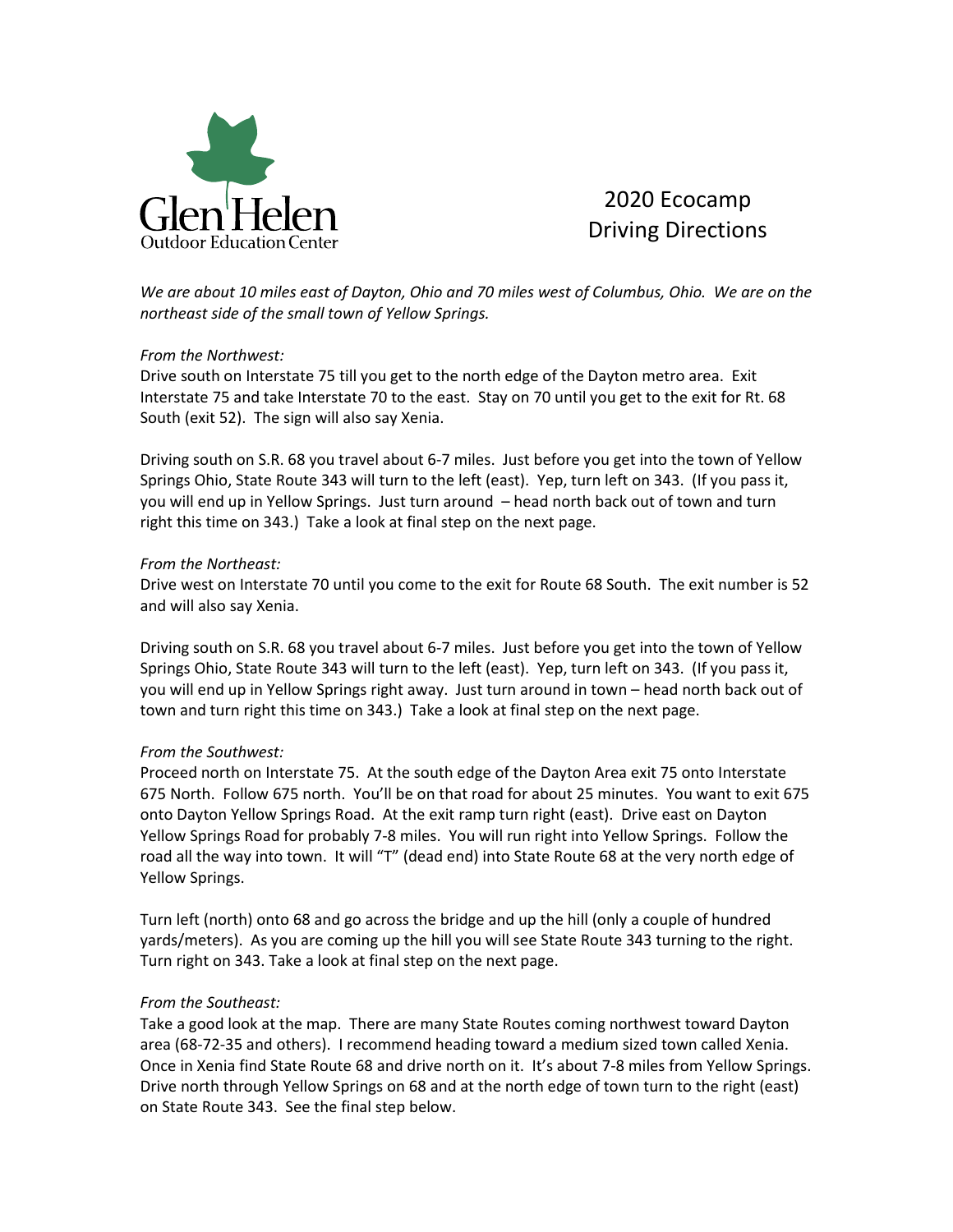Glen Helen
Outdoor Education Center

# 2020 Ecocamp Driving Directions

*We are about 10 miles east of Dayton, Ohio and 70 miles west of Columbus, Ohio. We are on the northeast side of the small town of Yellow Springs.*

*From the Northwest:*

Drive south on Interstate 75 till you get to the north edge of the Dayton metro area. Exit Interstate 75 and take Interstate 70 to the east. Stay on 70 until you get to the exit for Rt. 68 South (exit 52). The sign will also say Xenia.

Driving south on S.R. 68 you travel about 6-7 miles. Just before you get into the town of Yellow Springs Ohio, State Route 343 will turn to the left (east). Yep, turn left on 343. (If you pass it, you will end up in Yellow Springs. Just turn around – head north back out of town and turn right this time on 343.) Take a look at final step on the next page.

*From the Northeast:*

Drive west on Interstate 70 until you come to the exit for Route 68 South. The exit number is 52 and will also say Xenia.

Driving south on S.R. 68 you travel about 6-7 miles. Just before you get into the town of Yellow Springs Ohio, State Route 343 will turn to the left (east). Yep, turn left on 343. (If you pass it, you will end up in Yellow Springs right away. Just turn around in town – head north back out of town and turn right this time on 343.) Take a look at final step on the next page.

*From the Southwest:*

Proceed north on Interstate 75. At the south edge of the Dayton Area exit 75 onto Interstate 675 North. Follow 675 north. You'll be on that road for about 25 minutes. You want to exit 675 onto Dayton Yellow Springs Road. At the exit ramp turn right (east). Drive east on Dayton Yellow Springs Road for probably 7-8 miles. You will run right into Yellow Springs. Follow the road all the way into town. It will "T" (dead end) into State Route 68 at the very north edge of Yellow Springs.

Turn left (north) onto 68 and go across the bridge and up the hill (only a couple of hundred yards/meters). As you are coming up the hill you will see State Route 343 turning to the right. Turn right on 343. Take a look at final step on the next page.

*From the Southeast:*

Take a good look at the map. There are many State Routes coming northwest toward Dayton area (68-72-35 and others). I recommend heading toward a medium sized town called Xenia. Once in Xenia find State Route 68 and drive north on it. It's about 7-8 miles from Yellow Springs. Drive north through Yellow Springs on 68 and at the north edge of town turn to the right (east) on State Route 343. See the final step below.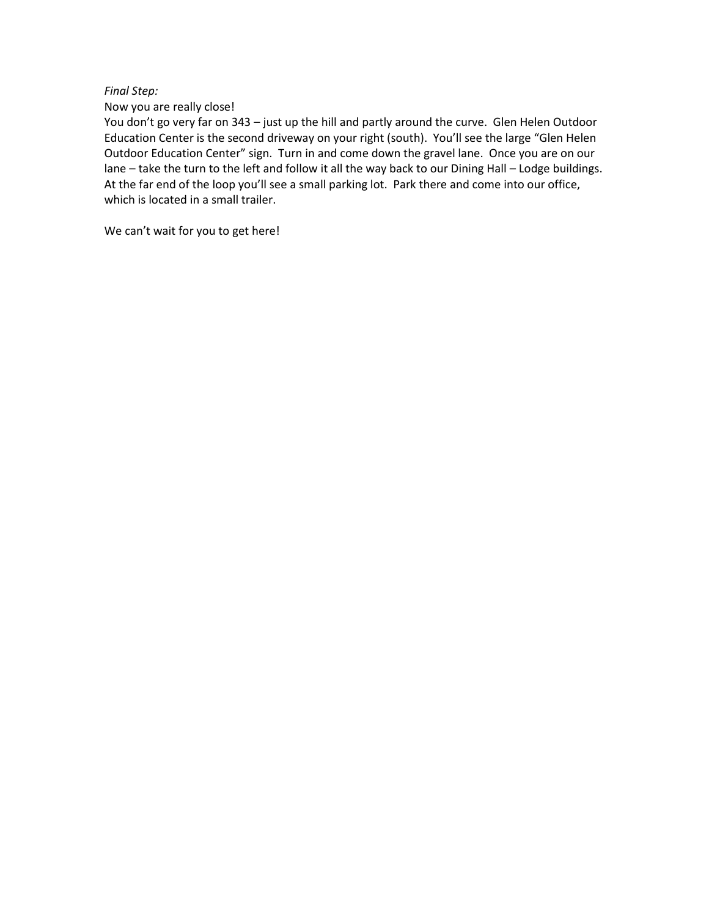*Final Step:*

Now you are really close!

You don't go very far on 343 – just up the hill and partly around the curve. Glen Helen Outdoor Education Center is the second driveway on your right (south). You'll see the large "Glen Helen Outdoor Education Center" sign. Turn in and come down the gravel lane. Once you are on our lane – take the turn to the left and follow it all the way back to our Dining Hall – Lodge buildings. At the far end of the loop you'll see a small parking lot. Park there and come into our office, which is located in a small trailer.

We can't wait for you to get here!